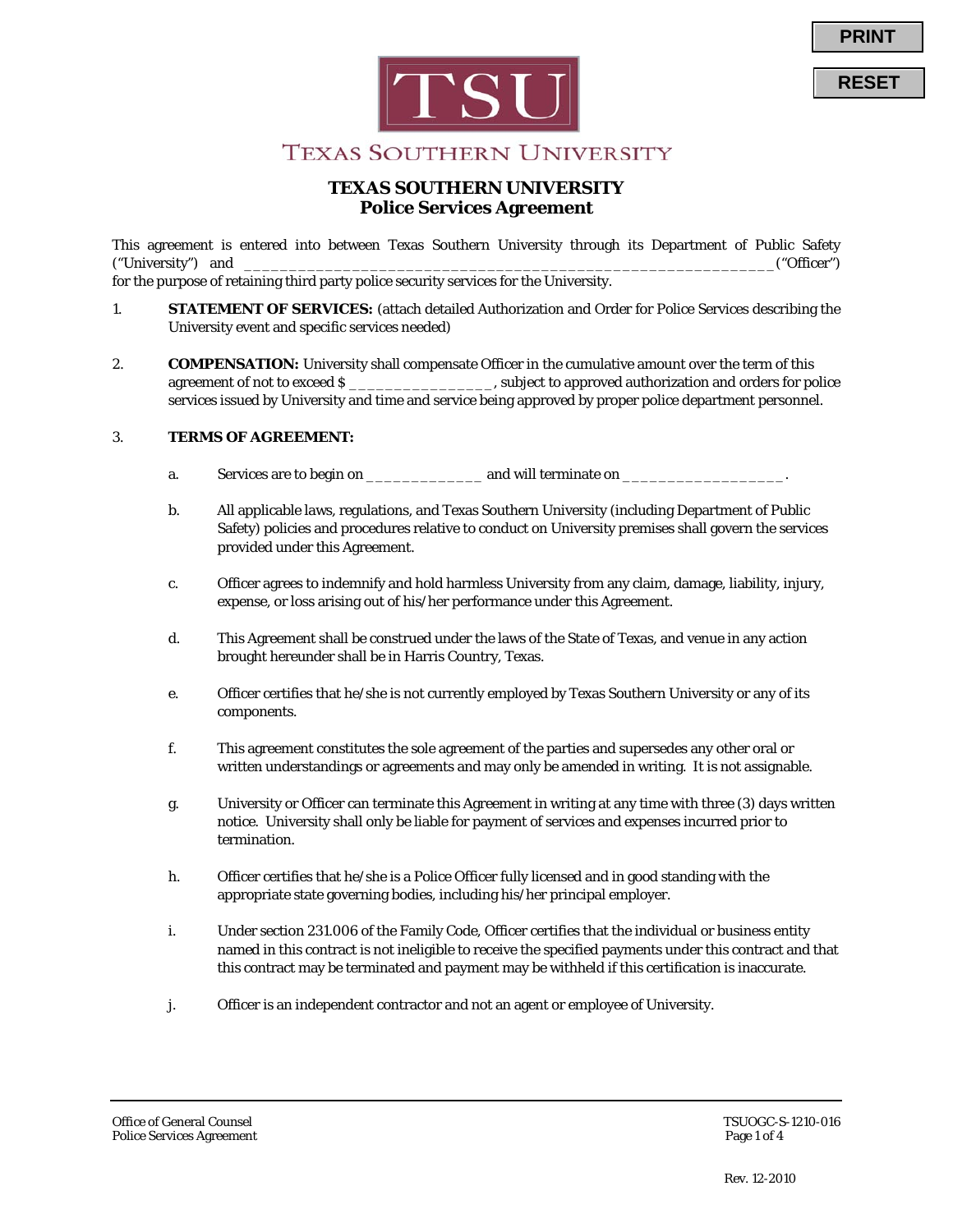# TEXAS SOUTHERN UNIVERSITY

## Police Services Agreement

This agreement is entered into between Texas Southern University through its Department of Public Safety ("University") and ___________________________________________________________("Officer") for the purpose of retaining third party police security services for the University.

1. **STATEMENT OF SERVICES:** (attach detailed Authorization and Order for Police Services describing the University event and specific services needed)

2. **COMPENSATION:** University shall compensate Officer in the cumulative amount over the term of this agreement of not to exceed $ ________________, subject to approved authorization and orders for police services issued by University and time and service being approved by proper police department personnel.

3. **TERMS OF AGREEMENT:**

   a. Services are to begin on _____________ and will terminate on __________________.

   b. All applicable laws, regulations, and Texas Southern University (including Department of Public Safety) policies and procedures relative to conduct on University premises shall govern the services provided under this Agreement.

   c. Officer agrees to indemnify and hold harmless University from any claim, damage, liability, injury, expense, or loss arising out of his/her performance under this Agreement.

   d. This Agreement shall be construed under the laws of the State of Texas, and venue in any action brought hereunder shall be in Harris Country, Texas.

   e. Officer certifies that he/she is not currently employed by Texas Southern University or any of its components.

   f. This agreement constitutes the sole agreement of the parties and supersedes any other oral or written understandings or agreements and may only be amended in writing. It is not assignable.

   g. University or Officer can terminate this Agreement in writing at any time with three (3) days written notice. University shall only be liable for payment of services and expenses incurred prior to termination.

   h. Officer certifies that he/she is a Police Officer fully licensed and in good standing with the appropriate state governing bodies, including his/her principal employer.

   i. Under section 231.006 of the Family Code, Officer certifies that the individual or business entity named in this contract is not ineligible to receive the specified payments under this contract and that this contract may be terminated and payment may be withheld if this certification is inaccurate.

   j. Officer is an independent contractor and not an agent or employee of University.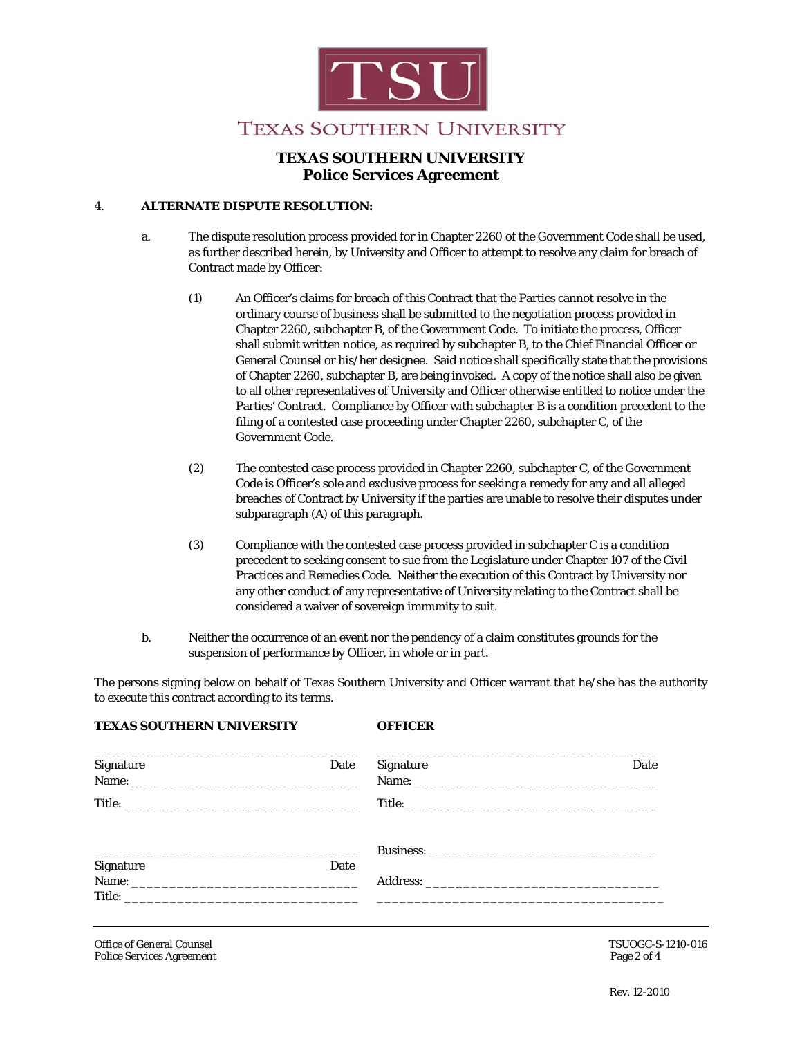TEXAS SOUTHERN UNIVERSITY

# TEXAS SOUTHERN UNIVERSITY
## Police Services Agreement

4. **ALTERNATE DISPUTE RESOLUTION:**

   a. The dispute resolution process provided for in Chapter 2260 of the Government Code shall be used, as further described herein, by University and Officer to attempt to resolve any claim for breach of Contract made by Officer:

      (1) An Officer's claims for breach of this Contract that the Parties cannot resolve in the ordinary course of business shall be submitted to the negotiation process provided in Chapter 2260, subchapter B, of the Government Code. To initiate the process, Officer shall submit written notice, as required by subchapter B, to the Chief Financial Officer or General Counsel or his/her designee. Said notice shall specifically state that the provisions of Chapter 2260, subchapter B, are being invoked. A copy of the notice shall also be given to all other representatives of University and Officer otherwise entitled to notice under the Parties' Contract. Compliance by Officer with subchapter B is a condition precedent to the filing of a contested case proceeding under Chapter 2260, subchapter C, of the Government Code.

      (2) The contested case process provided in Chapter 2260, subchapter C, of the Government Code is Officer's sole and exclusive process for seeking a remedy for any and all alleged breaches of Contract by University if the parties are unable to resolve their disputes under subparagraph (A) of this paragraph.

      (3) Compliance with the contested case process provided in subchapter C is a condition precedent to seeking consent to sue from the Legislature under Chapter 107 of the Civil Practices and Remedies Code. Neither the execution of this Contract by University nor any other conduct of any representative of University relating to the Contract shall be considered a waiver of sovereign immunity to suit.

   b. Neither the occurrence of an event nor the pendency of a claim constitutes grounds for the suspension of performance by Officer, in whole or in part.

The persons signing below on behalf of Texas Southern University and Officer warrant that he/she has the authority to execute this contract according to its terms.

**TEXAS SOUTHERN UNIVERSITY**

_________________________________
Signature Date
Name: ____________________________
Title: _____________________________

_________________________________
Signature Date
Name: ____________________________
Title: _____________________________

**OFFICER**

_________________________________
Signature Date
Name: ____________________________
Title: _____________________________

Business: __________________________
Address: ___________________________
___________________________________

Office of General Counsel
Police Services Agreement

TSUOGC-S-1210-016

Rev. 12-2010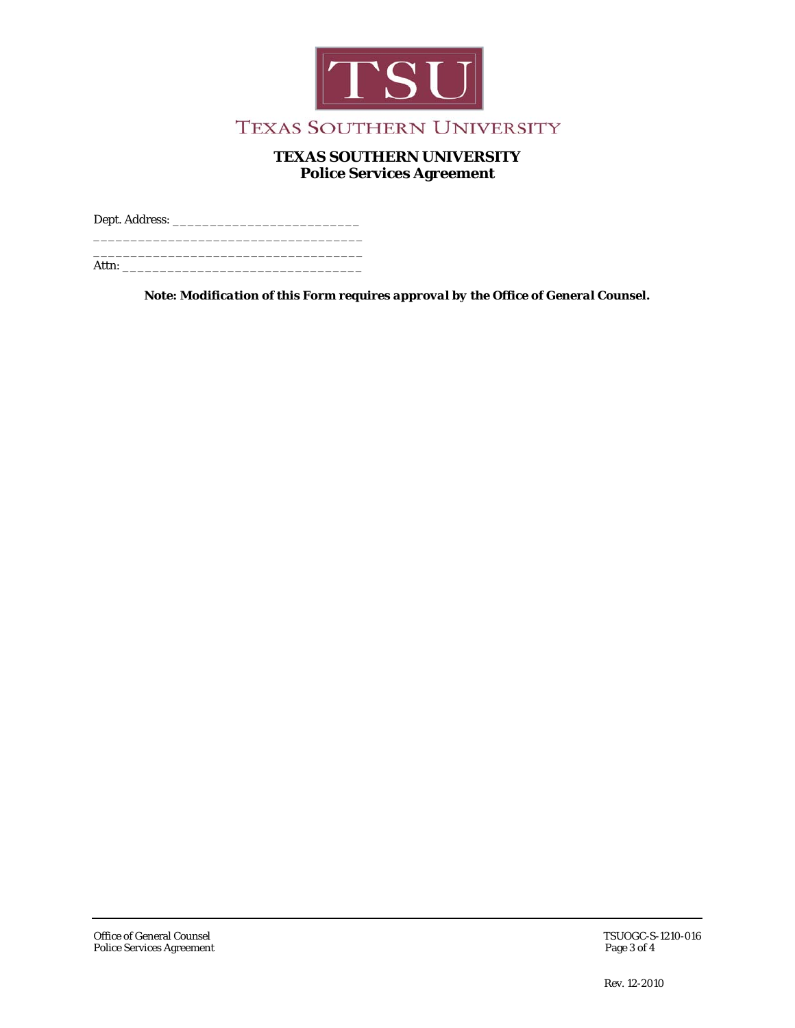TEXAS SOUTHERN UNIVERSITY

**TEXAS SOUTHERN UNIVERSITY**
**Police Services Agreement**

Dept. Address: _________________________
___________________________________
___________________________________
Attn: _______________________________

***Note: Modification of this Form requires approval by the Office of General Counsel.***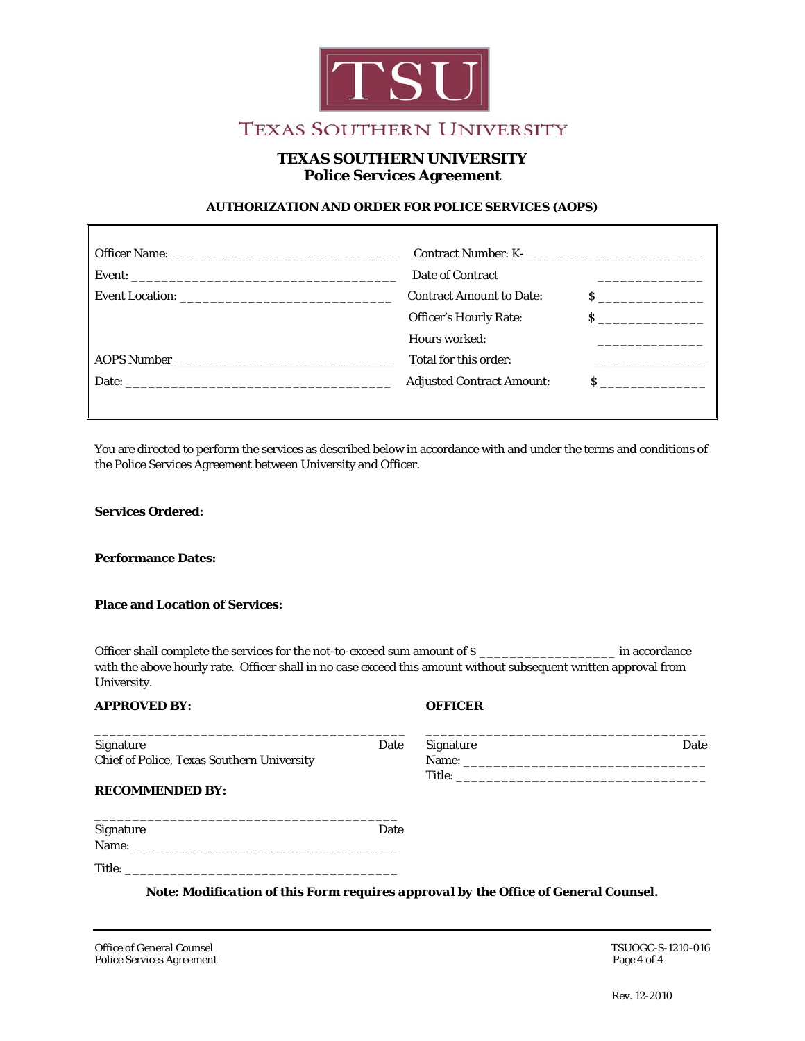TSU

TEXAS SOUTHERN UNIVERSITY

# TEXAS SOUTHERN UNIVERSITY
## Police Services Agreement

### AUTHORIZATION AND ORDER FOR POLICE SERVICES (AOPS)

| | | | |
|---|---|---|---|
| Officer Name: ______________________________ | Contract Number: K- ______________________ | | |
| Event: __________________________________ | Date of Contract | | _____________ |
| Event Location: ___________________________ | Contract Amount to Date: | $ _____________ | |
| | Officer's Hourly Rate: | $ _____________ | |
| | Hours worked: | | _____________ |
| AOPS Number ____________________________ | Total for this order: | | ______________ |
| Date: ___________________________________ | Adjusted Contract Amount: | $ _____________ | |

You are directed to perform the services as described below in accordance with and under the terms and conditions of the Police Services Agreement between University and Officer.

**Services Ordered:**

**Performance Dates:**

**Place and Location of Services:**

Officer shall complete the services for the not-to-exceed sum amount of $ __________________ in accordance with the above hourly rate. Officer shall in no case exceed this amount without subsequent written approval from University.

**APPROVED BY:**

______________________________________
Signature Date
Chief of Police, Texas Southern University

**RECOMMENDED BY:**

______________________________________
Signature Date
Name: ___________________________________
Title: ___________________________________

**OFFICER**

______________________________________
Signature Date
Name: ________________________________
Title: ________________________________

***Note: Modification of this Form requires approval by the Office of General Counsel.***

Office of General Counsel
Police Services Agreement

TSUOGC-S-1210-016

Rev. 12-2010